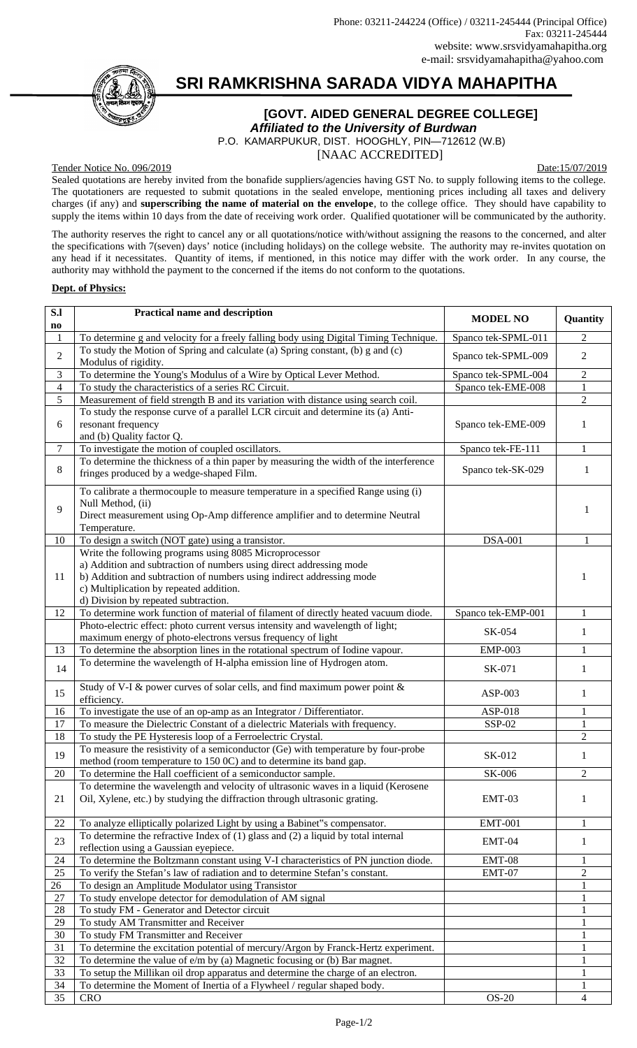Phone: 03211-244224 (Office) / 03211-245444 (Principal Office)
Fax: 03211-245444
website: www.srsvidyamahapitha.org
e-mail: srsvidyamahapitha@yahoo.com

# SRI RAMKRISHNA SARADA VIDYA MAHAPITHA

**[GOVT. AIDED GENERAL DEGREE COLLEGE]**

***Affiliated to the University of Burdwan***

P.O. KAMARPUKUR, DIST. HOOGHLY, PIN—712612 (W.B)

[NAAC ACCREDITED]

Tender Notice No. 096/2019 Date:15/07/2019

Sealed quotations are hereby invited from the bonafide suppliers/agencies having GST No. to supply following items to the college. The quotationers are requested to submit quotations in the sealed envelope, mentioning prices including all taxes and delivery charges (if any) and **superscribing the name of material on the envelope**, to the college office. They should have capability to supply the items within 10 days from the date of receiving work order. Qualified quotationer will be communicated by the authority.

The authority reserves the right to cancel any or all quotations/notice with/without assigning the reasons to the concerned, and alter the specifications with 7(seven) days' notice (including holidays) on the college website. The authority may re-invites quotation on any head if it necessitates. Quantity of items, if mentioned, in this notice may differ with the work order. In any course, the authority may withhold the payment to the concerned if the items do not conform to the quotations.

**Dept. of Physics:**

| S.l no | Practical name and description | MODEL NO | Quantity |
|---|---|---|---|
| 1 | To determine g and velocity for a freely falling body using Digital Timing Technique. | Spanco tek-SPML-011 | 2 |
| 2 | To study the Motion of Spring and calculate (a) Spring constant, (b) g and (c) Modulus of rigidity. | Spanco tek-SPML-009 | 2 |
| 3 | To determine the Young's Modulus of a Wire by Optical Lever Method. | Spanco tek-SPML-004 | 2 |
| 4 | To study the characteristics of a series RC Circuit. | Spanco tek-EME-008 | 1 |
| 5 | Measurement of field strength B and its variation with distance using search coil. | | 2 |
| 6 | To study the response curve of a parallel LCR circuit and determine its (a) Anti-resonant frequency and (b) Quality factor Q. | Spanco tek-EME-009 | 1 |
| 7 | To investigate the motion of coupled oscillators. | Spanco tek-FE-111 | 1 |
| 8 | To determine the thickness of a thin paper by measuring the width of the interference fringes produced by a wedge-shaped Film. | Spanco tek-SK-029 | 1 |
| 9 | To calibrate a thermocouple to measure temperature in a specified Range using (i) Null Method, (ii) Direct measurement using Op-Amp difference amplifier and to determine Neutral Temperature. | | 1 |
| 10 | To design a switch (NOT gate) using a transistor. | DSA-001 | 1 |
| 11 | Write the following programs using 8085 Microprocessor<br>a) Addition and subtraction of numbers using direct addressing mode<br>b) Addition and subtraction of numbers using indirect addressing mode<br>c) Multiplication by repeated addition.<br>d) Division by repeated subtraction. | | 1 |
| 12 | To determine work function of material of filament of directly heated vacuum diode. | Spanco tek-EMP-001 | 1 |
| | Photo-electric effect: photo current versus intensity and wavelength of light; maximum energy of photo-electrons versus frequency of light | SK-054 | 1 |
| 13 | To determine the absorption lines in the rotational spectrum of Iodine vapour. | EMP-003 | 1 |
| 14 | To determine the wavelength of H-alpha emission line of Hydrogen atom. | SK-071 | 1 |
| 15 | Study of V-I & power curves of solar cells, and find maximum power point & efficiency. | ASP-003 | 1 |
| 16 | To investigate the use of an op-amp as an Integrator / Differentiator. | ASP-018 | 1 |
| 17 | To measure the Dielectric Constant of a dielectric Materials with frequency. | SSP-02 | 1 |
| 18 | To study the PE Hysteresis loop of a Ferroelectric Crystal. | | 2 |
| 19 | To measure the resistivity of a semiconductor (Ge) with temperature by four-probe method (room temperature to 150 0C) and to determine its band gap. | SK-012 | 1 |
| 20 | To determine the Hall coefficient of a semiconductor sample. | SK-006 | 2 |
| 21 | To determine the wavelength and velocity of ultrasonic waves in a liquid (Kerosene Oil, Xylene, etc.) by studying the diffraction through ultrasonic grating. | EMT-03 | 1 |
| 22 | To analyze elliptically polarized Light by using a Babinet"s compensator. | EMT-001 | 1 |
| 23 | To determine the refractive Index of (1) glass and (2) a liquid by total internal reflection using a Gaussian eyepiece. | EMT-04 | 1 |
| 24 | To determine the Boltzmann constant using V-I characteristics of PN junction diode. | EMT-08 | 1 |
| 25 | To verify the Stefan's law of radiation and to determine Stefan's constant. | EMT-07 | 2 |
| 26 | To design an Amplitude Modulator using Transistor | | 1 |
| 27 | To study envelope detector for demodulation of AM signal | | 1 |
| 28 | To study FM - Generator and Detector circuit | | 1 |
| 29 | To study AM Transmitter and Receiver | | 1 |
| 30 | To study FM Transmitter and Receiver | | 1 |
| 31 | To determine the excitation potential of mercury/Argon by Franck-Hertz experiment. | | 1 |
| 32 | To determine the value of e/m by (a) Magnetic focusing or (b) Bar magnet. | | 1 |
| 33 | To setup the Millikan oil drop apparatus and determine the charge of an electron. | | 1 |
| 34 | To determine the Moment of Inertia of a Flywheel / regular shaped body. | | 1 |
| 35 | CRO | OS-20 | 4 |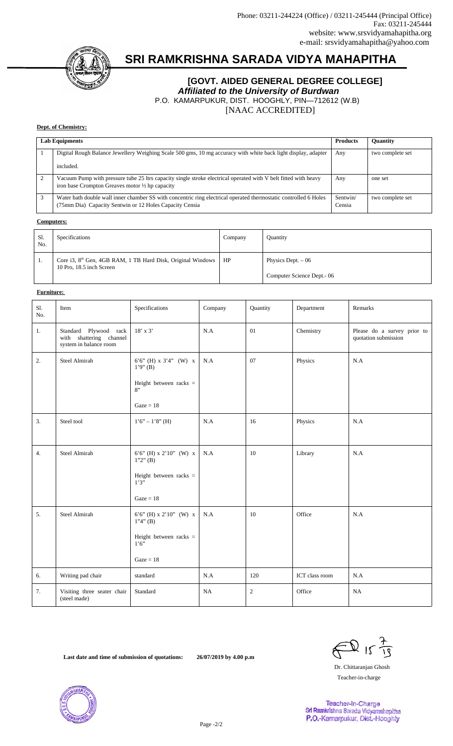Phone: 03211-244224 (Office) / 03211-245444 (Principal Office)
Fax: 03211-245444
website: www.srsvidyamahapitha.org
e-mail: srsvidyamahapitha@yahoo.com

# SRI RAMKRISHNA SARADA VIDYA MAHAPITHA

## [GOVT. AIDED GENERAL DEGREE COLLEGE]

***Affiliated to the University of Burdwan***

P.O. KAMARPUKUR, DIST. HOOGHLY, PIN—712612 (W.B)

[NAAC ACCREDITED]

**Dept. of Chemistry:**

| Lab Equipments | | Products | Quantity |
|---|---|---|---|
| 1 | Digital Rough Balance Jewellery Weighing Scale 500 gms, 10 mg accuracy with white back light display, adapter included. | Any | two complete set |
| 2 | Vacuum Pump with pressure tube 25 ltrs capacity single stroke electrical operated with V belt fitted with heavy iron base Crompton Greaves motor ½ hp capacity | Any | one set |
| 3 | Water bath double wall inner chamber SS with concentric ring electrical operated thermostatic controlled 6 Holes (75mm Dia) Capacity Sentwin or 12 Holes Capacity Censia | Sentwin/ Censia | two complete set |

**Computers:**

| Sl. No. | Specifications | Company | Quantity |
|---|---|---|---|
| 1. | Core i3, 8th Gen, 4GB RAM, 1 TB Hard Disk, Original Windows 10 Pro, 18.5 inch Screen | HP | Physics Dept. – 06<br>Computer Science Dept.- 06 |

**Furniture:**

| Sl. No. | Item | Specifications | Company | Quantity | Department | Remarks |
|---|---|---|---|---|---|---|
| 1. | Standard Plywood rack with shattering channel system in balance room | 18' x 3' | N.A | 01 | Chemistry | Please do a survey prior to quotation submission |
| 2. | Steel Almirah | 6'6" (H) x 3'4" (W) x 1'9" (B)<br>Height between racks = 8"<br>Gaze = 18 | N.A | 07 | Physics | N.A |
| 3. | Steel tool | 1'6" – 1'8" (H) | N.A | 16 | Physics | N.A |
| 4. | Steel Almirah | 6'6" (H) x 2'10" (W) x 1"2" (B)<br>Height between racks = 1'3"<br>Gaze = 18 | N.A | 10 | Library | N.A |
| 5. | Steel Almirah | 6'6" (H) x 2'10" (W) x 1"4" (B)<br>Height between racks = 1'6"<br>Gaze = 18 | N.A | 10 | Office | N.A |
| 6. | Writing pad chair | standard | N.A | 120 | ICT class room | N.A |
| 7. | Visiting three seater chair (steel made) | Standard | NA | 2 | Office | NA |

**Last date and time of submission of quotations: 26/07/2019 by 4.00 p.m**

15/7/19

Dr. Chittaranjan Ghosh
Teacher-in-charge

Teacher-in-Charge
Sri Ramkrishna Sarada Vidyamahapitha
P.O.-Kamarpukur, Dist.-Hooghly